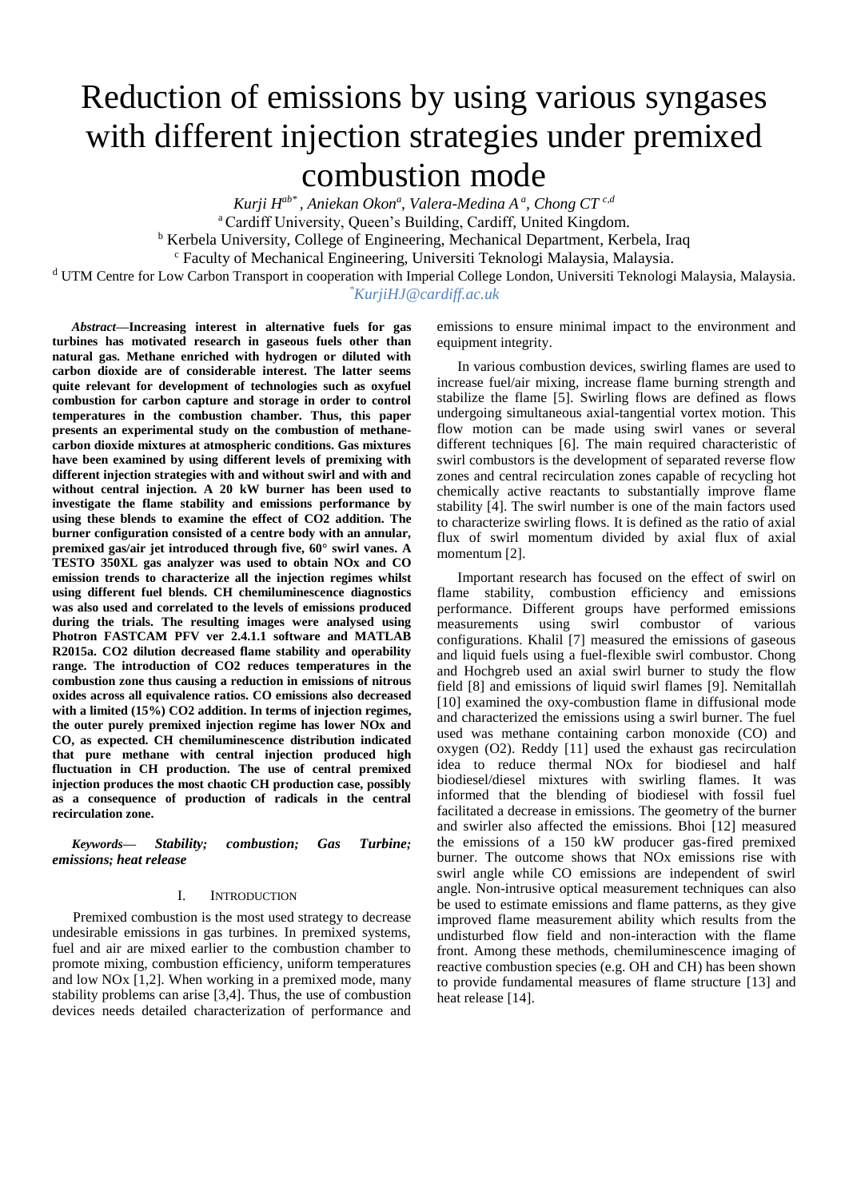# Reduction of emissions by using various syngases with different injection strategies under premixed combustion mode

*Kurji H[ab*], Aniekan Okon[a], Valera-Medina A[a], Chong CT[c,d]*

[a] Cardiff University, Queen's Building, Cardiff, United Kingdom.

[b] Kerbela University, College of Engineering, Mechanical Department, Kerbela, Iraq

[c] Faculty of Mechanical Engineering, Universiti Teknologi Malaysia, Malaysia.

[d] UTM Centre for Low Carbon Transport in cooperation with Imperial College London, Universiti Teknologi Malaysia, Malaysia.

[*]KurjiHJ@cardiff.ac.uk

***Abstract*—Increasing interest in alternative fuels for gas turbines has motivated research in gaseous fuels other than natural gas. Methane enriched with hydrogen or diluted with carbon dioxide are of considerable interest. The latter seems quite relevant for development of technologies such as oxyfuel combustion for carbon capture and storage in order to control temperatures in the combustion chamber. Thus, this paper presents an experimental study on the combustion of methane-carbon dioxide mixtures at atmospheric conditions. Gas mixtures have been examined by using different levels of premixing with different injection strategies with and without swirl and with and without central injection. A 20 kW burner has been used to investigate the flame stability and emissions performance by using these blends to examine the effect of CO2 addition. The burner configuration consisted of a centre body with an annular, premixed gas/air jet introduced through five, 60° swirl vanes. A TESTO 350XL gas analyzer was used to obtain NOx and CO emission trends to characterize all the injection regimes whilst using different fuel blends. CH chemiluminescence diagnostics was also used and correlated to the levels of emissions produced during the trials. The resulting images were analysed using Photron FASTCAM PFV ver 2.4.1.1 software and MATLAB R2015a. CO2 dilution decreased flame stability and operability range. The introduction of CO2 reduces temperatures in the combustion zone thus causing a reduction in emissions of nitrous oxides across all equivalence ratios. CO emissions also decreased with a limited (15%) CO2 addition. In terms of injection regimes, the outer purely premixed injection regime has lower NOx and CO, as expected. CH chemiluminescence distribution indicated that pure methane with central injection produced high fluctuation in CH production. The use of central premixed injection produces the most chaotic CH production case, possibly as a consequence of production of radicals in the central recirculation zone.**

***Keywords*— *Stability; combustion; Gas Turbine; emissions; heat release***

## I. Introduction

Premixed combustion is the most used strategy to decrease undesirable emissions in gas turbines. In premixed systems, fuel and air are mixed earlier to the combustion chamber to promote mixing, combustion efficiency, uniform temperatures and low NOx [1,2]. When working in a premixed mode, many stability problems can arise [3,4]. Thus, the use of combustion devices needs detailed characterization of performance and emissions to ensure minimal impact to the environment and equipment integrity.

In various combustion devices, swirling flames are used to increase fuel/air mixing, increase flame burning strength and stabilize the flame [5]. Swirling flows are defined as flows undergoing simultaneous axial-tangential vortex motion. This flow motion can be made using swirl vanes or several different techniques [6]. The main required characteristic of swirl combustors is the development of separated reverse flow zones and central recirculation zones capable of recycling hot chemically active reactants to substantially improve flame stability [4]. The swirl number is one of the main factors used to characterize swirling flows. It is defined as the ratio of axial flux of swirl momentum divided by axial flux of axial momentum [2].

Important research has focused on the effect of swirl on flame stability, combustion efficiency and emissions performance. Different groups have performed emissions measurements using swirl combustor of various configurations. Khalil [7] measured the emissions of gaseous and liquid fuels using a fuel-flexible swirl combustor. Chong and Hochgreb used an axial swirl burner to study the flow field [8] and emissions of liquid swirl flames [9]. Nemitallah [10] examined the oxy-combustion flame in diffusional mode and characterized the emissions using a swirl burner. The fuel used was methane containing carbon monoxide (CO) and oxygen (O2). Reddy [11] used the exhaust gas recirculation idea to reduce thermal NOx for biodiesel and half biodiesel/diesel mixtures with swirling flames. It was informed that the blending of biodiesel with fossil fuel facilitated a decrease in emissions. The geometry of the burner and swirler also affected the emissions. Bhoi [12] measured the emissions of a 150 kW producer gas-fired premixed burner. The outcome shows that NOx emissions rise with swirl angle while CO emissions are independent of swirl angle. Non-intrusive optical measurement techniques can also be used to estimate emissions and flame patterns, as they give improved flame measurement ability which results from the undisturbed flow field and non-interaction with the flame front. Among these methods, chemiluminescence imaging of reactive combustion species (e.g. OH and CH) has been shown to provide fundamental measures of flame structure [13] and heat release [14].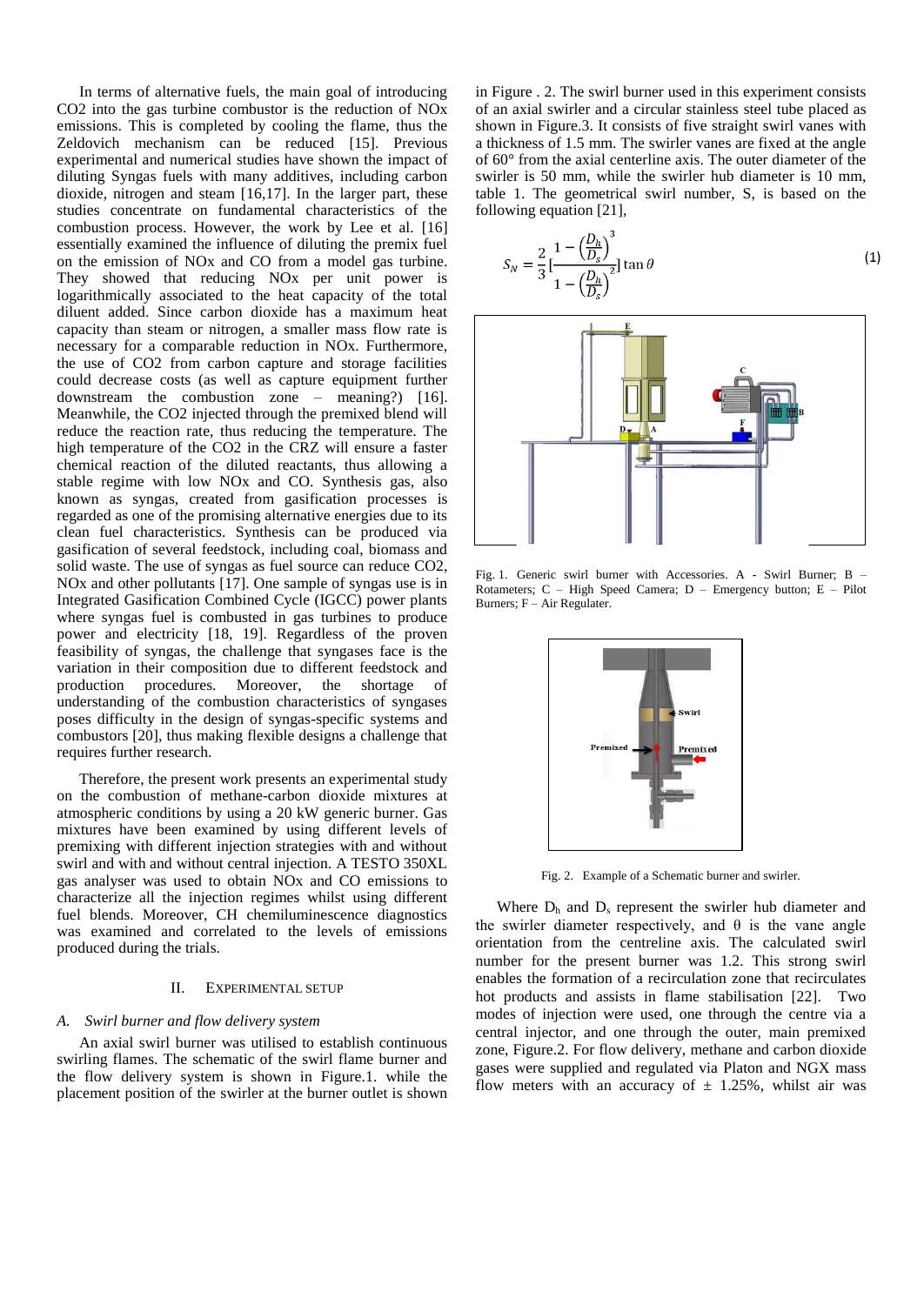In terms of alternative fuels, the main goal of introducing CO2 into the gas turbine combustor is the reduction of NOx emissions. This is completed by cooling the flame, thus the Zeldovich mechanism can be reduced [15]. Previous experimental and numerical studies have shown the impact of diluting Syngas fuels with many additives, including carbon dioxide, nitrogen and steam [16,17]. In the larger part, these studies concentrate on fundamental characteristics of the combustion process. However, the work by Lee et al. [16] essentially examined the influence of diluting the premix fuel on the emission of NOx and CO from a model gas turbine. They showed that reducing NOx per unit power is logarithmically associated to the heat capacity of the total diluent added. Since carbon dioxide has a maximum heat capacity than steam or nitrogen, a smaller mass flow rate is necessary for a comparable reduction in NOx. Furthermore, the use of CO2 from carbon capture and storage facilities could decrease costs (as well as capture equipment further downstream the combustion zone – meaning?) [16]. Meanwhile, the CO2 injected through the premixed blend will reduce the reaction rate, thus reducing the temperature. The high temperature of the CO2 in the CRZ will ensure a faster chemical reaction of the diluted reactants, thus allowing a stable regime with low NOx and CO. Synthesis gas, also known as syngas, created from gasification processes is regarded as one of the promising alternative energies due to its clean fuel characteristics. Synthesis can be produced via gasification of several feedstock, including coal, biomass and solid waste. The use of syngas as fuel source can reduce CO2, NOx and other pollutants [17]. One sample of syngas use is in Integrated Gasification Combined Cycle (IGCC) power plants where syngas fuel is combusted in gas turbines to produce power and electricity [18, 19]. Regardless of the proven feasibility of syngas, the challenge that syngases face is the variation in their composition due to different feedstock and production procedures. Moreover, the shortage of understanding of the combustion characteristics of syngases poses difficulty in the design of syngas-specific systems and combustors [20], thus making flexible designs a challenge that requires further research.

Therefore, the present work presents an experimental study on the combustion of methane-carbon dioxide mixtures at atmospheric conditions by using a 20 kW generic burner. Gas mixtures have been examined by using different levels of premixing with different injection strategies with and without swirl and with and without central injection. A TESTO 350XL gas analyser was used to obtain NOx and CO emissions to characterize all the injection regimes whilst using different fuel blends. Moreover, CH chemiluminescence diagnostics was examined and correlated to the levels of emissions produced during the trials.

## II. Experimental Setup

### *A. Swirl burner and flow delivery system*

An axial swirl burner was utilised to establish continuous swirling flames. The schematic of the swirl flame burner and the flow delivery system is shown in Figure.1. while the placement position of the swirler at the burner outlet is shown in Figure . 2. The swirl burner used in this experiment consists of an axial swirler and a circular stainless steel tube placed as shown in Figure.3. It consists of five straight swirl vanes with a thickness of 1.5 mm. The swirler vanes are fixed at the angle of 60° from the axial centerline axis. The outer diameter of the swirler is 50 mm, while the swirler hub diameter is 10 mm, table 1. The geometrical swirl number, S, is based on the following equation [21],

$$S_N = \frac{2}{3}\left[\frac{1-\left(\frac{D_h}{D_s}\right)^3}{1-\left(\frac{D_h}{D_s}\right)^2}\right]\tan\theta \tag{1}$$

Fig. 1. Generic swirl burner with Accessories. A - Swirl Burner; B – Rotameters; C – High Speed Camera; D – Emergency button; E – Pilot Burners; F – Air Regulater.

Fig. 2. Example of a Schematic burner and swirler.

Where $D_h$ and $D_s$ represent the swirler hub diameter and the swirler diameter respectively, and $\theta$ is the vane angle orientation from the centreline axis. The calculated swirl number for the present burner was 1.2. This strong swirl enables the formation of a recirculation zone that recirculates hot products and assists in flame stabilisation [22]. Two modes of injection were used, one through the centre via a central injector, and one through the outer, main premixed zone, Figure.2. For flow delivery, methane and carbon dioxide gases were supplied and regulated via Platon and NGX mass flow meters with an accuracy of ± 1.25%, whilst air was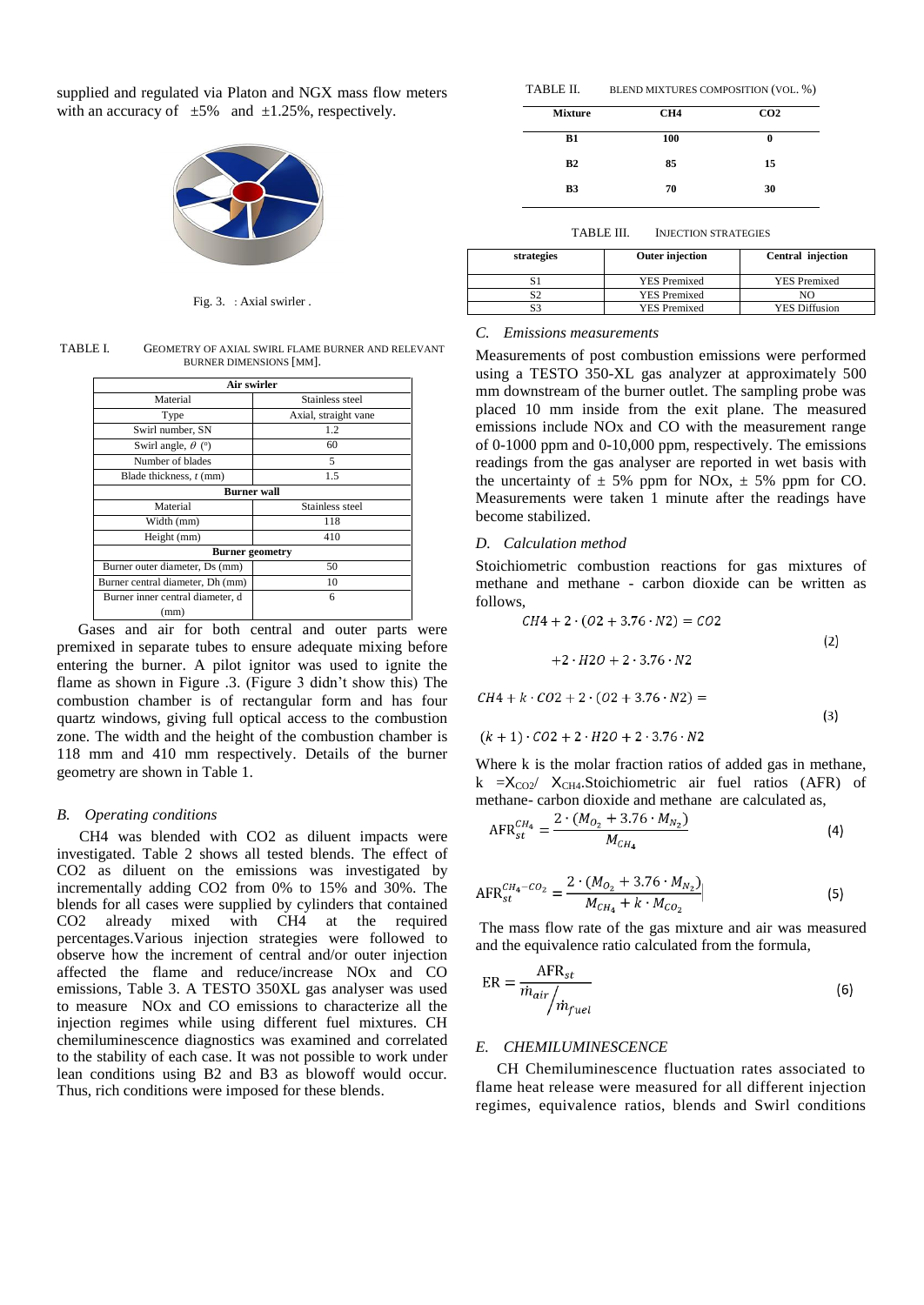supplied and regulated via Platon and NGX mass flow meters with an accuracy of ±5% and ±1.25%, respectively.

Fig. 3. : Axial swirler .

TABLE I. GEOMETRY OF AXIAL SWIRL FLAME BURNER AND RELEVANT BURNER DIMENSIONS [MM].

| Air swirler | |
|---|---|
| Material | Stainless steel |
| Type | Axial, straight vane |
| Swirl number, SN | 1.2 |
| Swirl angle, $\theta$ (°) | 60 |
| Number of blades | 5 |
| Blade thickness, $t$ (mm) | 1.5 |
| **Burner wall** | |
| Material | Stainless steel |
| Width (mm) | 118 |
| Height (mm) | 410 |
| **Burner geometry** | |
| Burner outer diameter, Ds (mm) | 50 |
| Burner central diameter, Dh (mm) | 10 |
| Burner inner central diameter, d (mm) | 6 |

Gases and air for both central and outer parts were premixed in separate tubes to ensure adequate mixing before entering the burner. A pilot ignitor was used to ignite the flame as shown in Figure .3. (Figure 3 didn't show this) The combustion chamber is of rectangular form and has four quartz windows, giving full optical access to the combustion zone. The width and the height of the combustion chamber is 118 mm and 410 mm respectively. Details of the burner geometry are shown in Table 1.

### *B. Operating conditions*

CH4 was blended with CO2 as diluent impacts were investigated. Table 2 shows all tested blends. The effect of CO2 as diluent on the emissions was investigated by incrementally adding CO2 from 0% to 15% and 30%. The blends for all cases were supplied by cylinders that contained CO2 already mixed with CH4 at the required percentages.Various injection strategies were followed to observe how the increment of central and/or outer injection affected the flame and reduce/increase NOx and CO emissions, Table 3. A TESTO 350XL gas analyser was used to measure NOx and CO emissions to characterize all the injection regimes while using different fuel mixtures. CH chemiluminescence diagnostics was examined and correlated to the stability of each case. It was not possible to work under lean conditions using B2 and B3 as blowoff would occur. Thus, rich conditions were imposed for these blends.

TABLE II. BLEND MIXTURES COMPOSITION (VOL. %)

| Mixture | CH4 | CO2 |
|---|---|---|
| **B1** | **100** | **0** |
| **B2** | **85** | **15** |
| **B3** | **70** | **30** |

TABLE III. INJECTION STRATEGIES

| strategies | Outer injection | Central injection |
|---|---|---|
| S1 | YES Premixed | YES Premixed |
| S2 | YES Premixed | NO |
| S3 | YES Premixed | YES Diffusion |

### *C. Emissions measurements*

Measurements of post combustion emissions were performed using a TESTO 350-XL gas analyzer at approximately 500 mm downstream of the burner outlet. The sampling probe was placed 10 mm inside from the exit plane. The measured emissions include NOx and CO with the measurement range of 0-1000 ppm and 0-10,000 ppm, respectively. The emissions readings from the gas analyser are reported in wet basis with the uncertainty of ± 5% ppm for NOx, ± 5% ppm for CO. Measurements were taken 1 minute after the readings have become stabilized.

### *D. Calculation method*

Stoichiometric combustion reactions for gas mixtures of methane and methane - carbon dioxide can be written as follows,

$$CH4 + 2 \cdot (O2 + 3.76 \cdot N2) = CO2 + 2 \cdot H2O + 2 \cdot 3.76 \cdot N2 \tag{2}$$

$$CH4 + k \cdot CO2 + 2 \cdot (O2 + 3.76 \cdot N2) = (k+1) \cdot CO2 + 2 \cdot H2O + 2 \cdot 3.76 \cdot N2 \tag{3}$$

Where k is the molar fraction ratios of added gas in methane, k $= X_{CO2}/ X_{CH4}$.Stoichiometric air fuel ratios (AFR) of methane- carbon dioxide and methane are calculated as,

$$\mathrm{AFR}_{st}^{CH_4} = \frac{2 \cdot (M_{O_2} + 3.76 \cdot M_{N_2})}{M_{CH_4}} \tag{4}$$

$$\mathrm{AFR}_{st}^{CH_4-CO_2} = \frac{2 \cdot (M_{O_2} + 3.76 \cdot M_{N_2})}{M_{CH_4} + k \cdot M_{CO_2}} \tag{5}$$

The mass flow rate of the gas mixture and air was measured and the equivalence ratio calculated from the formula,

$$\mathrm{ER} = \frac{\mathrm{AFR}_{st}}{\dot{m}_{air}/\dot{m}_{fuel}} \tag{6}$$

### *E. CHEMILUMINESCENCE*

CH Chemiluminescence fluctuation rates associated to flame heat release were measured for all different injection regimes, equivalence ratios, blends and Swirl conditions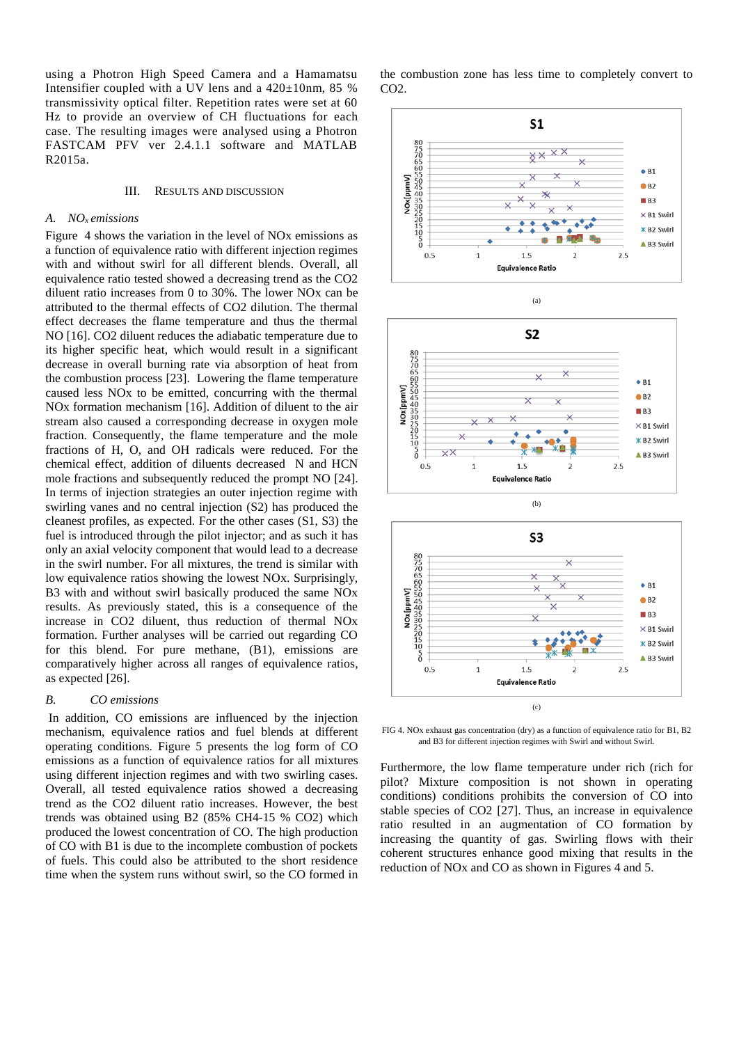using a Photron High Speed Camera and a Hamamatsu Intensifier coupled with a UV lens and a 420±10nm, 85 % transmissivity optical filter. Repetition rates were set at 60 Hz to provide an overview of CH fluctuations for each case. The resulting images were analysed using a Photron FASTCAM PFV ver 2.4.1.1 software and MATLAB R2015a.

## III. Results and Discussion

### A. $NO_x$ emissions

Figure 4 shows the variation in the level of NOx emissions as a function of equivalence ratio with different injection regimes with and without swirl for all different blends. Overall, all equivalence ratio tested showed a decreasing trend as the CO2 diluent ratio increases from 0 to 30%. The lower NOx can be attributed to the thermal effects of CO2 dilution. The thermal effect decreases the flame temperature and thus the thermal NO [16]. CO2 diluent reduces the adiabatic temperature due to its higher specific heat, which would result in a significant decrease in overall burning rate via absorption of heat from the combustion process [23]. Lowering the flame temperature caused less NOx to be emitted, concurring with the thermal NOx formation mechanism [16]. Addition of diluent to the air stream also caused a corresponding decrease in oxygen mole fraction. Consequently, the flame temperature and the mole fractions of H, O, and OH radicals were reduced. For the chemical effect, addition of diluents decreased N and HCN mole fractions and subsequently reduced the prompt NO [24]. In terms of injection strategies an outer injection regime with swirling vanes and no central injection (S2) has produced the cleanest profiles, as expected. For the other cases (S1, S3) the fuel is introduced through the pilot injector; and as such it has only an axial velocity component that would lead to a decrease in the swirl number**.** For all mixtures, the trend is similar with low equivalence ratios showing the lowest NOx. Surprisingly, B3 with and without swirl basically produced the same NOx results. As previously stated, this is a consequence of the increase in CO2 diluent, thus reduction of thermal NOx formation. Further analyses will be carried out regarding CO for this blend. For pure methane, (B1), emissions are comparatively higher across all ranges of equivalence ratios, as expected [26].

### B. CO emissions

In addition, CO emissions are influenced by the injection mechanism, equivalence ratios and fuel blends at different operating conditions. Figure 5 presents the log form of CO emissions as a function of equivalence ratios for all mixtures using different injection regimes and with two swirling cases. Overall, all tested equivalence ratios showed a decreasing trend as the CO2 diluent ratio increases. However, the best trends was obtained using B2 (85% CH4-15 % CO2) which produced the lowest concentration of CO. The high production of CO with B1 is due to the incomplete combustion of pockets of fuels. This could also be attributed to the short residence time when the system runs without swirl, so the CO formed in the combustion zone has less time to completely convert to CO2.

(a)

(b)

(c)

FIG 4. NOx exhaust gas concentration (dry) as a function of equivalence ratio for B1, B2 and B3 for different injection regimes with Swirl and without Swirl.

Furthermore, the low flame temperature under rich (rich for pilot? Mixture composition is not shown in operating conditions) conditions prohibits the conversion of CO into stable species of CO2 [27]. Thus, an increase in equivalence ratio resulted in an augmentation of CO formation by increasing the quantity of gas. Swirling flows with their coherent structures enhance good mixing that results in the reduction of NOx and CO as shown in Figures 4 and 5.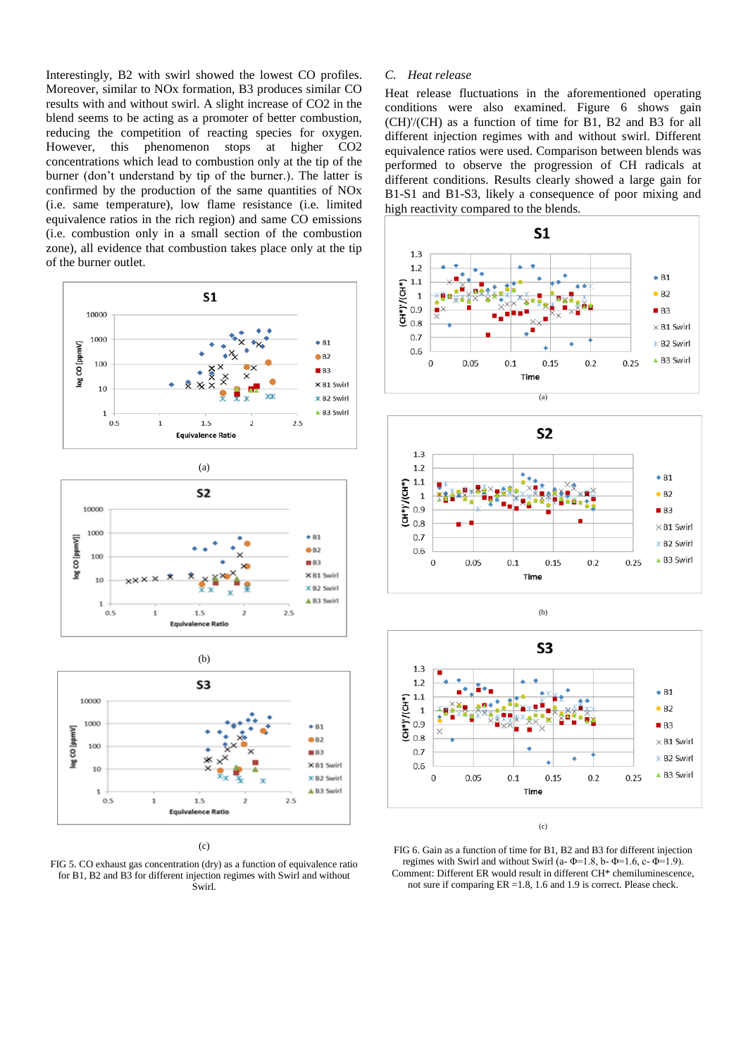Interestingly, B2 with swirl showed the lowest CO profiles. Moreover, similar to NOx formation, B3 produces similar CO results with and without swirl. A slight increase of CO2 in the blend seems to be acting as a promoter of better combustion, reducing the competition of reacting species for oxygen. However, this phenomenon stops at higher CO2 concentrations which lead to combustion only at the tip of the burner (don't understand by tip of the burner.). The latter is confirmed by the production of the same quantities of NOx (i.e. same temperature), low flame resistance (i.e. limited equivalence ratios in the rich region) and same CO emissions (i.e. combustion only in a small section of the combustion zone), all evidence that combustion takes place only at the tip of the burner outlet.

(a)

(b)

(c)

FIG 5. CO exhaust gas concentration (dry) as a function of equivalence ratio for B1, B2 and B3 for different injection regimes with Swirl and without Swirl.

### C. *Heat release*

Heat release fluctuations in the aforementioned operating conditions were also examined. Figure 6 shows gain (CH)'/(CH) as a function of time for B1, B2 and B3 for all different injection regimes with and without swirl. Different equivalence ratios were used. Comparison between blends was performed to observe the progression of CH radicals at different conditions. Results clearly showed a large gain for B1-S1 and B1-S3, likely a consequence of poor mixing and high reactivity compared to the blends.

(a)

(b)

(c)

FIG 6. Gain as a function of time for B1, B2 and B3 for different injection regimes with Swirl and without Swirl (a- Φ=1.8, b- Φ=1.6, c- Φ=1.9). Comment: Different ER would result in different CH* chemiluminescence, not sure if comparing ER =1.8, 1.6 and 1.9 is correct. Please check.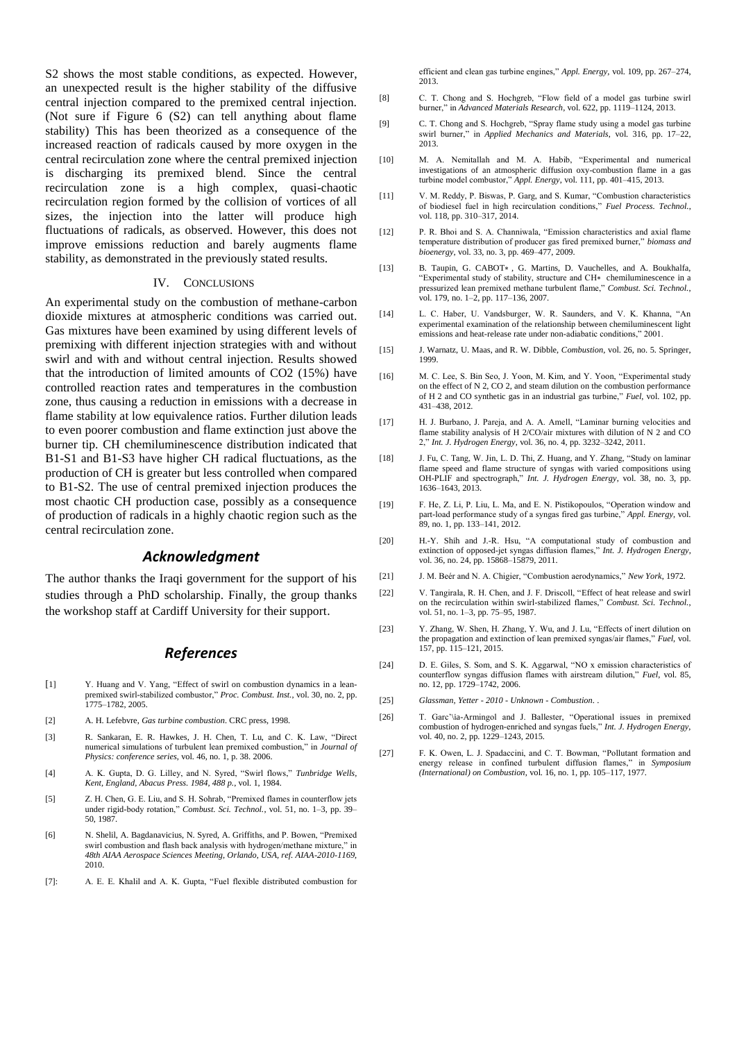S2 shows the most stable conditions, as expected. However, an unexpected result is the higher stability of the diffusive central injection compared to the premixed central injection. (Not sure if Figure 6 (S2) can tell anything about flame stability) This has been theorized as a consequence of the increased reaction of radicals caused by more oxygen in the central recirculation zone where the central premixed injection is discharging its premixed blend. Since the central recirculation zone is a high complex, quasi-chaotic recirculation region formed by the collision of vortices of all sizes, the injection into the latter will produce high fluctuations of radicals, as observed. However, this does not improve emissions reduction and barely augments flame stability, as demonstrated in the previously stated results.

## IV. Conclusions

An experimental study on the combustion of methane-carbon dioxide mixtures at atmospheric conditions was carried out. Gas mixtures have been examined by using different levels of premixing with different injection strategies with and without swirl and with and without central injection. Results showed that the introduction of limited amounts of CO2 (15%) have controlled reaction rates and temperatures in the combustion zone, thus causing a reduction in emissions with a decrease in flame stability at low equivalence ratios. Further dilution leads to even poorer combustion and flame extinction just above the burner tip. CH chemiluminescence distribution indicated that B1-S1 and B1-S3 have higher CH radical fluctuations, as the production of CH is greater but less controlled when compared to B1-S2. The use of central premixed injection produces the most chaotic CH production case, possibly as a consequence of production of radicals in a highly chaotic region such as the central recirculation zone.

## *Acknowledgment*

The author thanks the Iraqi government for the support of his studies through a PhD scholarship. Finally, the group thanks the workshop staff at Cardiff University for their support.

## *References*

[1] Y. Huang and V. Yang, "Effect of swirl on combustion dynamics in a lean-premixed swirl-stabilized combustor," *Proc. Combust. Inst.*, vol. 30, no. 2, pp. 1775–1782, 2005.

[2] A. H. Lefebvre, *Gas turbine combustion*. CRC press, 1998.

[3] R. Sankaran, E. R. Hawkes, J. H. Chen, T. Lu, and C. K. Law, "Direct numerical simulations of turbulent lean premixed combustion," in *Journal of Physics: conference series*, vol. 46, no. 1, p. 38. 2006.

[4] A. K. Gupta, D. G. Lilley, and N. Syred, "Swirl flows," *Tunbridge Wells, Kent, England, Abacus Press. 1984, 488 p.*, vol. 1, 1984.

[5] Z. H. Chen, G. E. Liu, and S. H. Sohrab, "Premixed flames in counterflow jets under rigid-body rotation," *Combust. Sci. Technol.*, vol. 51, no. 1–3, pp. 39–50, 1987.

[6] N. Shelil, A. Bagdanavicius, N. Syred, A. Griffiths, and P. Bowen, "Premixed swirl combustion and flash back analysis with hydrogen/methane mixture," in *48th AIAA Aerospace Sciences Meeting, Orlando, USA, ref. AIAA-2010-1169*, 2010.

[7]: A. E. E. Khalil and A. K. Gupta, "Fuel flexible distributed combustion for efficient and clean gas turbine engines," *Appl. Energy*, vol. 109, pp. 267–274, 2013.

[8] C. T. Chong and S. Hochgreb, "Flow field of a model gas turbine swirl burner," in *Advanced Materials Research*, vol. 622, pp. 1119–1124, 2013.

[9] C. T. Chong and S. Hochgreb, "Spray flame study using a model gas turbine swirl burner," in *Applied Mechanics and Materials*, vol. 316, pp. 17–22, 2013.

[10] M. A. Nemitallah and M. A. Habib, "Experimental and numerical investigations of an atmospheric diffusion oxy-combustion flame in a gas turbine model combustor," *Appl. Energy*, vol. 111, pp. 401–415, 2013.

[11] V. M. Reddy, P. Biswas, P. Garg, and S. Kumar, "Combustion characteristics of biodiesel fuel in high recirculation conditions," *Fuel Process. Technol.*, vol. 118, pp. 310–317, 2014.

[12] P. R. Bhoi and S. A. Channiwala, "Emission characteristics and axial flame temperature distribution of producer gas fired premixed burner," *biomass and bioenergy*, vol. 33, no. 3, pp. 469–477, 2009.

[13] B. Taupin, G. CABOT∗ , G. Martins, D. Vauchelles, and A. Boukhalfa, "Experimental study of stability, structure and CH∗ chemiluminescence in a pressurized lean premixed methane turbulent flame," *Combust. Sci. Technol.*, vol. 179, no. 1–2, pp. 117–136, 2007.

[14] L. C. Haber, U. Vandsburger, W. R. Saunders, and V. K. Khanna, "An experimental examination of the relationship between chemiluminescent light emissions and heat-release rate under non-adiabatic conditions," 2001.

[15] J. Warnatz, U. Maas, and R. W. Dibble, *Combustion*, vol. 26, no. 5. Springer, 1999.

[16] M. C. Lee, S. Bin Seo, J. Yoon, M. Kim, and Y. Yoon, "Experimental study on the effect of N 2, CO 2, and steam dilution on the combustion performance of H 2 and CO synthetic gas in an industrial gas turbine," *Fuel*, vol. 102, pp. 431–438, 2012.

[17] H. J. Burbano, J. Pareja, and A. A. Amell, "Laminar burning velocities and flame stability analysis of H 2/CO/air mixtures with dilution of N 2 and CO 2," *Int. J. Hydrogen Energy*, vol. 36, no. 4, pp. 3232–3242, 2011.

[18] J. Fu, C. Tang, W. Jin, L. D. Thi, Z. Huang, and Y. Zhang, "Study on laminar flame speed and flame structure of syngas with varied compositions using OH-PLIF and spectrograph," *Int. J. Hydrogen Energy*, vol. 38, no. 3, pp. 1636–1643, 2013.

[19] F. He, Z. Li, P. Liu, L. Ma, and E. N. Pistikopoulos, "Operation window and part-load performance study of a syngas fired gas turbine," *Appl. Energy*, vol. 89, no. 1, pp. 133–141, 2012.

[20] H.-Y. Shih and J.-R. Hsu, "A computational study of combustion and extinction of opposed-jet syngas diffusion flames," *Int. J. Hydrogen Energy*, vol. 36, no. 24, pp. 15868–15879, 2011.

[21] J. M. Beér and N. A. Chigier, "Combustion aerodynamics," *New York*, 1972.

[22] V. Tangirala, R. H. Chen, and J. F. Driscoll, "Effect of heat release and swirl on the recirculation within swirl-stabilized flames," *Combust. Sci. Technol.*, vol. 51, no. 1–3, pp. 75–95, 1987.

[23] Y. Zhang, W. Shen, H. Zhang, Y. Wu, and J. Lu, "Effects of inert dilution on the propagation and extinction of lean premixed syngas/air flames," *Fuel*, vol. 157, pp. 115–121, 2015.

[24] D. E. Giles, S. Som, and S. K. Aggarwal, "NO x emission characteristics of counterflow syngas diffusion flames with airstream dilution," *Fuel*, vol. 85, no. 12, pp. 1729–1742, 2006.

[25] *Glassman, Yetter - 2010 - Unknown - Combustion*. .

[26] T. Garc'\ia-Armingol and J. Ballester, "Operational issues in premixed combustion of hydrogen-enriched and syngas fuels," *Int. J. Hydrogen Energy*, vol. 40, no. 2, pp. 1229–1243, 2015.

[27] F. K. Owen, L. J. Spadaccini, and C. T. Bowman, "Pollutant formation and energy release in confined turbulent diffusion flames," in *Symposium (International) on Combustion*, vol. 16, no. 1, pp. 105–117, 1977.